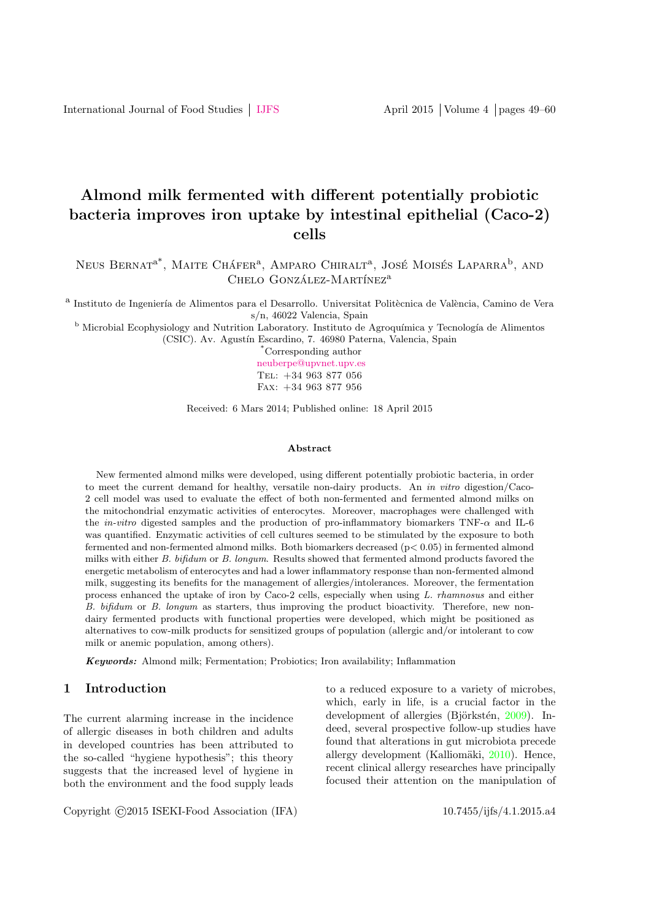# Almond milk fermented with different potentially probiotic bacteria improves iron uptake by intestinal epithelial (Caco-2) cells

Neus Bernat[a*], Maite Cháfer[a], Amparo Chiralt[a], José Moisés Laparra[b], and Chelo González-Martínez[a]

[a] Instituto de Ingeniería de Alimentos para el Desarrollo. Universitat Politècnica de València, Camino de Vera s/n, 46022 Valencia, Spain

[b] Microbial Ecophysiology and Nutrition Laboratory. Instituto de Agroquímica y Tecnología de Alimentos (CSIC). Av. Agustín Escardino, 7. 46980 Paterna, Valencia, Spain

[*] Corresponding author
neuberpe@upvnet.upv.es
Tel: +34 963 877 056
Fax: +34 963 877 956

Received: 6 Mars 2014; Published online: 18 April 2015

### Abstract

New fermented almond milks were developed, using different potentially probiotic bacteria, in order to meet the current demand for healthy, versatile non-dairy products. An *in vitro* digestion/Caco-2 cell model was used to evaluate the effect of both non-fermented and fermented almond milks on the mitochondrial enzymatic activities of enterocytes. Moreover, macrophages were challenged with the *in-vitro* digested samples and the production of pro-inflammatory biomarkers TNF-$\alpha$ and IL-6 was quantified. Enzymatic activities of cell cultures seemed to be stimulated by the exposure to both fermented and non-fermented almond milks. Both biomarkers decreased ($p < 0.05$) in fermented almond milks with either *B. bifidum* or *B. longum*. Results showed that fermented almond products favored the energetic metabolism of enterocytes and had a lower inflammatory response than non-fermented almond milk, suggesting its benefits for the management of allergies/intolerances. Moreover, the fermentation process enhanced the uptake of iron by Caco-2 cells, especially when using *L. rhamnosus* and either *B. bifidum* or *B. longum* as starters, thus improving the product bioactivity. Therefore, new non-dairy fermented products with functional properties were developed, which might be positioned as alternatives to cow-milk products for sensitized groups of population (allergic and/or intolerant to cow milk or anemic population, among others).

***Keywords:*** Almond milk; Fermentation; Probiotics; Iron availability; Inflammation

## 1 Introduction

The current alarming increase in the incidence of allergic diseases in both children and adults in developed countries has been attributed to the so-called "hygiene hypothesis"; this theory suggests that the increased level of hygiene in both the environment and the food supply leads to a reduced exposure to a variety of microbes, which, early in life, is a crucial factor in the development of allergies (Björkstén, 2009). Indeed, several prospective follow-up studies have found that alterations in gut microbiota precede allergy development (Kalliomäki, 2010). Hence, recent clinical allergy researches have principally focused their attention on the manipulation of

Copyright ©2015 ISEKI-Food Association (IFA) 10.7455/ijfs/4.1.2015.a4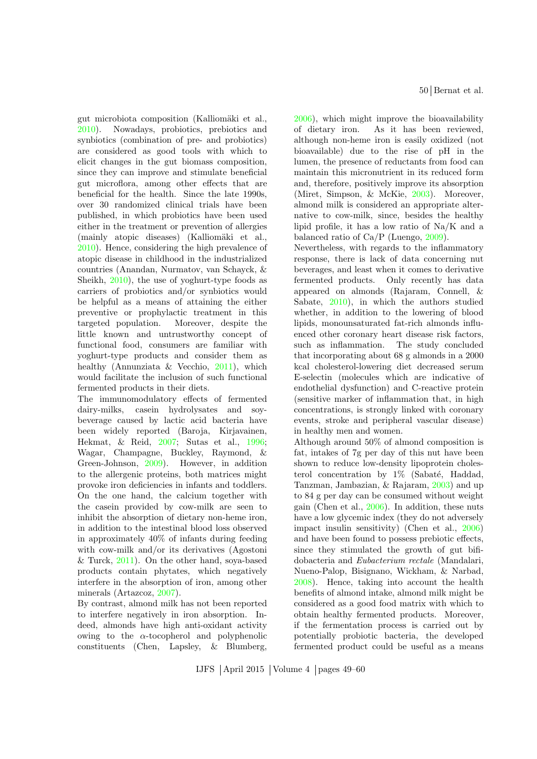gut microbiota composition (Kalliomäki et al., 2010). Nowadays, probiotics, prebiotics and synbiotics (combination of pre- and probiotics) are considered as good tools with which to elicit changes in the gut biomass composition, since they can improve and stimulate beneficial gut microflora, among other effects that are beneficial for the health. Since the late 1990s, over 30 randomized clinical trials have been published, in which probiotics have been used either in the treatment or prevention of allergies (mainly atopic diseases) (Kalliomäki et al., 2010). Hence, considering the high prevalence of atopic disease in childhood in the industrialized countries (Anandan, Nurmatov, van Schayck, & Sheikh, 2010), the use of yoghurt-type foods as carriers of probiotics and/or synbiotics would be helpful as a means of attaining the either preventive or prophylactic treatment in this targeted population. Moreover, despite the little known and untrustworthy concept of functional food, consumers are familiar with yoghurt-type products and consider them as healthy (Annunziata & Vecchio, 2011), which would facilitate the inclusion of such functional fermented products in their diets.

The immunomodulatory effects of fermented dairy-milks, casein hydrolysates and soy-beverage caused by lactic acid bacteria have been widely reported (Baroja, Kirjavainen, Hekmat, & Reid, 2007; Sutas et al., 1996; Wagar, Champagne, Buckley, Raymond, & Green-Johnson, 2009). However, in addition to the allergenic proteins, both matrices might provoke iron deficiencies in infants and toddlers. On the one hand, the calcium together with the casein provided by cow-milk are seen to inhibit the absorption of dietary non-heme iron, in addition to the intestinal blood loss observed in approximately 40% of infants during feeding with cow-milk and/or its derivatives (Agostoni & Turck, 2011). On the other hand, soya-based products contain phytates, which negatively interfere in the absorption of iron, among other minerals (Artazcoz, 2007).

By contrast, almond milk has not been reported to interfere negatively in iron absorption. Indeed, almonds have high anti-oxidant activity owing to the α-tocopherol and polyphenolic constituents (Chen, Lapsley, & Blumberg, 2006), which might improve the bioavailability of dietary iron. As it has been reviewed, although non-heme iron is easily oxidized (not bioavailable) due to the rise of pH in the lumen, the presence of reductants from food can maintain this micronutrient in its reduced form and, therefore, positively improve its absorption (Miret, Simpson, & McKie, 2003). Moreover, almond milk is considered an appropriate alternative to cow-milk, since, besides the healthy lipid profile, it has a low ratio of Na/K and a balanced ratio of Ca/P (Luengo, 2009).

Nevertheless, with regards to the inflammatory response, there is lack of data concerning nut beverages, and least when it comes to derivative fermented products. Only recently has data appeared on almonds (Rajaram, Connell, & Sabate, 2010), in which the authors studied whether, in addition to the lowering of blood lipids, monounsaturated fat-rich almonds influenced other coronary heart disease risk factors, such as inflammation. The study concluded that incorporating about 68 g almonds in a 2000 kcal cholesterol-lowering diet decreased serum E-selectin (molecules which are indicative of endothelial dysfunction) and C-reactive protein (sensitive marker of inflammation that, in high concentrations, is strongly linked with coronary events, stroke and peripheral vascular disease) in healthy men and women.

Although around 50% of almond composition is fat, intakes of 7g per day of this nut have been shown to reduce low-density lipoprotein cholesterol concentration by 1% (Sabaté, Haddad, Tanzman, Jambazian, & Rajaram, 2003) and up to 84 g per day can be consumed without weight gain (Chen et al., 2006). In addition, these nuts have a low glycemic index (they do not adversely impact insulin sensitivity) (Chen et al., 2006) and have been found to possess prebiotic effects, since they stimulated the growth of gut bifidobacteria and *Eubacterium rectale* (Mandalari, Nueno-Palop, Bisignano, Wickham, & Narbad, 2008). Hence, taking into account the health benefits of almond intake, almond milk might be considered as a good food matrix with which to obtain healthy fermented products. Moreover, if the fermentation process is carried out by potentially probiotic bacteria, the developed fermented product could be useful as a means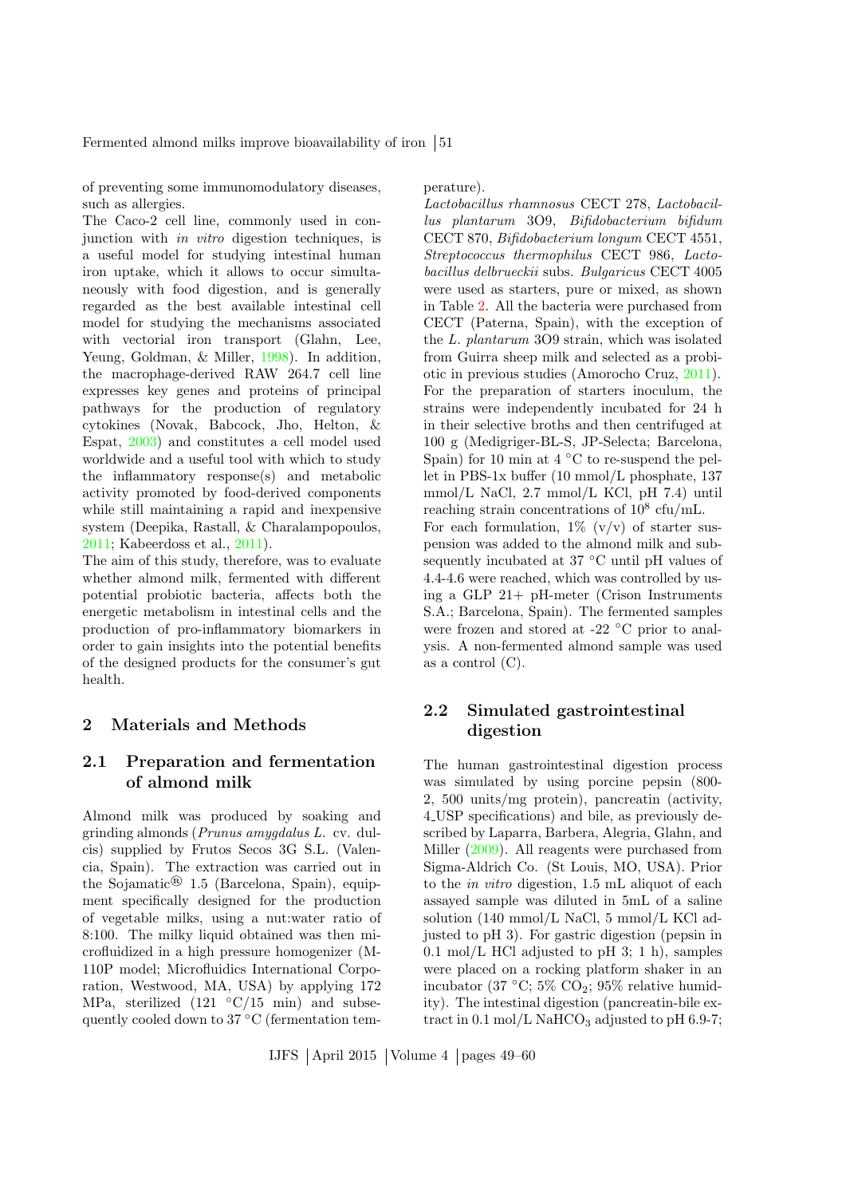of preventing some immunomodulatory diseases, such as allergies.

The Caco-2 cell line, commonly used in conjunction with *in vitro* digestion techniques, is a useful model for studying intestinal human iron uptake, which it allows to occur simultaneously with food digestion, and is generally regarded as the best available intestinal cell model for studying the mechanisms associated with vectorial iron transport (Glahn, Lee, Yeung, Goldman, & Miller, 1998). In addition, the macrophage-derived RAW 264.7 cell line expresses key genes and proteins of principal pathways for the production of regulatory cytokines (Novak, Babcock, Jho, Helton, & Espat, 2003) and constitutes a cell model used worldwide and a useful tool with which to study the inflammatory response(s) and metabolic activity promoted by food-derived components while still maintaining a rapid and inexpensive system (Deepika, Rastall, & Charalampopoulos, 2011; Kabeerdoss et al., 2011).

The aim of this study, therefore, was to evaluate whether almond milk, fermented with different potential probiotic bacteria, affects both the energetic metabolism in intestinal cells and the production of pro-inflammatory biomarkers in order to gain insights into the potential benefits of the designed products for the consumer's gut health.

## 2 Materials and Methods

### 2.1 Preparation and fermentation of almond milk

Almond milk was produced by soaking and grinding almonds (*Prunus amygdalus L.* cv. dulcis) supplied by Frutos Secos 3G S.L. (Valencia, Spain). The extraction was carried out in the Sojamatic® 1.5 (Barcelona, Spain), equipment specifically designed for the production of vegetable milks, using a nut:water ratio of 8:100. The milky liquid obtained was then microfluidized in a high pressure homogenizer (M-110P model; Microfluidics International Corporation, Westwood, MA, USA) by applying 172 MPa, sterilized (121 °C/15 min) and subsequently cooled down to 37 °C (fermentation temperature).

*Lactobacillus rhamnosus* CECT 278, *Lactobacillus plantarum* 3O9, *Bifidobacterium bifidum* CECT 870, *Bifidobacterium longum* CECT 4551, *Streptococcus thermophilus* CECT 986, *Lactobacillus delbrueckii* subs. *Bulgaricus* CECT 4005 were used as starters, pure or mixed, as shown in Table 2. All the bacteria were purchased from CECT (Paterna, Spain), with the exception of the *L. plantarum* 3O9 strain, which was isolated from Guirra sheep milk and selected as a probiotic in previous studies (Amorocho Cruz, 2011). For the preparation of starters inoculum, the strains were independently incubated for 24 h in their selective broths and then centrifuged at 100 g (Medigriger-BL-S, JP-Selecta; Barcelona, Spain) for 10 min at 4 °C to re-suspend the pellet in PBS-1x buffer (10 mmol/L phosphate, 137 mmol/L NaCl, 2.7 mmol/L KCl, pH 7.4) until reaching strain concentrations of $10^8$ cfu/mL.

For each formulation, 1% (v/v) of starter suspension was added to the almond milk and subsequently incubated at 37 °C until pH values of 4.4-4.6 were reached, which was controlled by using a GLP 21+ pH-meter (Crison Instruments S.A.; Barcelona, Spain). The fermented samples were frozen and stored at -22 °C prior to analysis. A non-fermented almond sample was used as a control (C).

### 2.2 Simulated gastrointestinal digestion

The human gastrointestinal digestion process was simulated by using porcine pepsin (800-2, 500 units/mg protein), pancreatin (activity, 4_USP specifications) and bile, as previously described by Laparra, Barbera, Alegria, Glahn, and Miller (2009). All reagents were purchased from Sigma-Aldrich Co. (St Louis, MO, USA). Prior to the *in vitro* digestion, 1.5 mL aliquot of each assayed sample was diluted in 5mL of a saline solution (140 mmol/L NaCl, 5 mmol/L KCl adjusted to pH 3). For gastric digestion (pepsin in 0.1 mol/L HCl adjusted to pH 3; 1 h), samples were placed on a rocking platform shaker in an incubator (37 °C; 5% $CO_2$; 95% relative humidity). The intestinal digestion (pancreatin-bile extract in 0.1 mol/L $NaHCO_3$ adjusted to pH 6.9-7;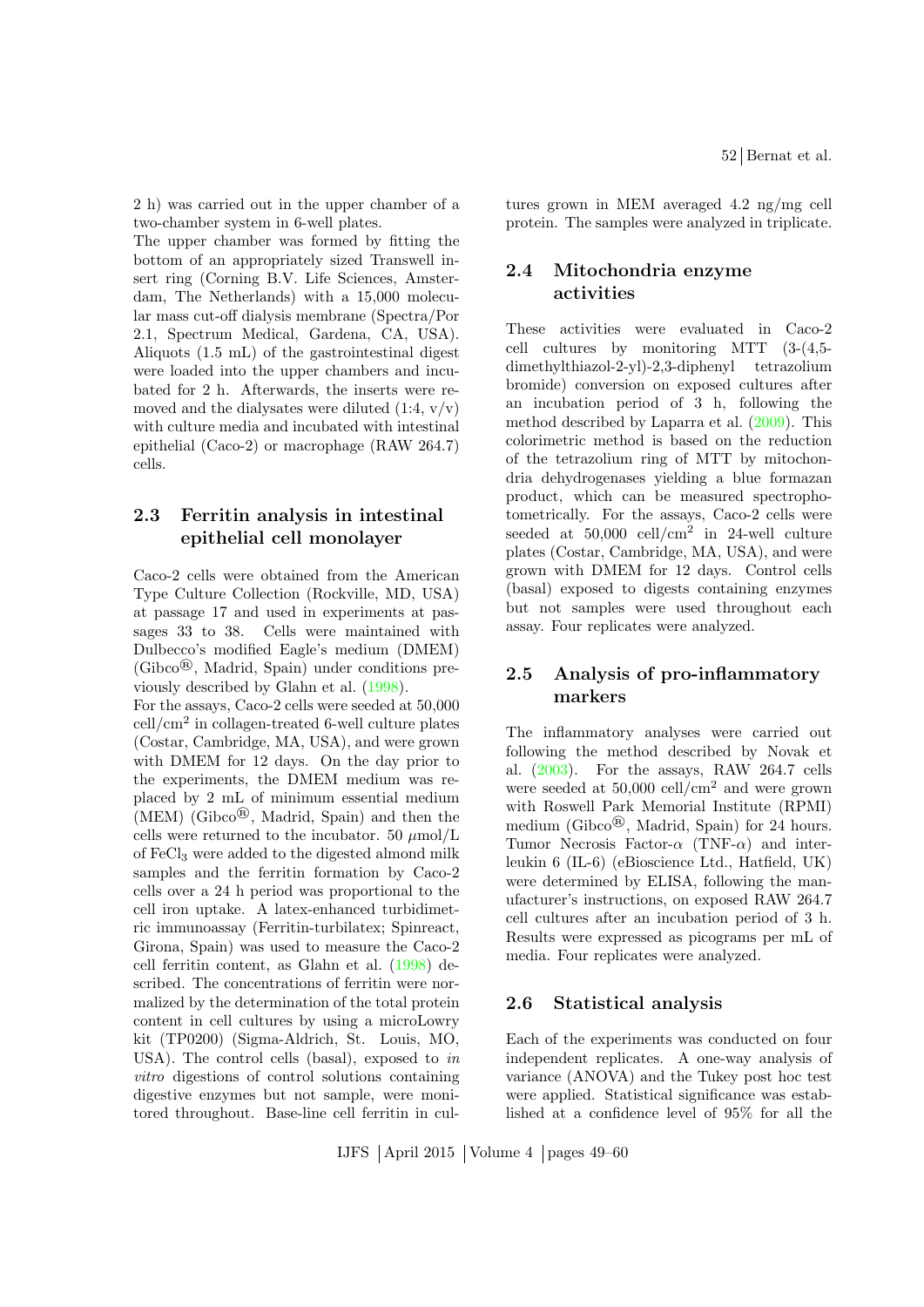2 h) was carried out in the upper chamber of a two-chamber system in 6-well plates.

The upper chamber was formed by fitting the bottom of an appropriately sized Transwell insert ring (Corning B.V. Life Sciences, Amsterdam, The Netherlands) with a 15,000 molecular mass cut-off dialysis membrane (Spectra/Por 2.1, Spectrum Medical, Gardena, CA, USA). Aliquots (1.5 mL) of the gastrointestinal digest were loaded into the upper chambers and incubated for 2 h. Afterwards, the inserts were removed and the dialysates were diluted (1:4, v/v) with culture media and incubated with intestinal epithelial (Caco-2) or macrophage (RAW 264.7) cells.

## 2.3 Ferritin analysis in intestinal epithelial cell monolayer

Caco-2 cells were obtained from the American Type Culture Collection (Rockville, MD, USA) at passage 17 and used in experiments at passages 33 to 38. Cells were maintained with Dulbecco's modified Eagle's medium (DMEM) (Gibco®, Madrid, Spain) under conditions previously described by Glahn et al. (1998).

For the assays, Caco-2 cells were seeded at 50,000 cell/cm$^2$ in collagen-treated 6-well culture plates (Costar, Cambridge, MA, USA), and were grown with DMEM for 12 days. On the day prior to the experiments, the DMEM medium was replaced by 2 mL of minimum essential medium (MEM) (Gibco®, Madrid, Spain) and then the cells were returned to the incubator. 50 $\mu$mol/L of $FeCl_3$ were added to the digested almond milk samples and the ferritin formation by Caco-2 cells over a 24 h period was proportional to the cell iron uptake. A latex-enhanced turbidimetric immunoassay (Ferritin-turbilatex; Spinreact, Girona, Spain) was used to measure the Caco-2 cell ferritin content, as Glahn et al. (1998) described. The concentrations of ferritin were normalized by the determination of the total protein content in cell cultures by using a microLowry kit (TP0200) (Sigma-Aldrich, St. Louis, MO, USA). The control cells (basal), exposed to *in vitro* digestions of control solutions containing digestive enzymes but not sample, were monitored throughout. Base-line cell ferritin in cultures grown in MEM averaged 4.2 ng/mg cell protein. The samples were analyzed in triplicate.

## 2.4 Mitochondria enzyme activities

These activities were evaluated in Caco-2 cell cultures by monitoring MTT (3-(4,5-dimethylthiazol-2-yl)-2,3-diphenyl tetrazolium bromide) conversion on exposed cultures after an incubation period of 3 h, following the method described by Laparra et al. (2009). This colorimetric method is based on the reduction of the tetrazolium ring of MTT by mitochondria dehydrogenases yielding a blue formazan product, which can be measured spectrophotometrically. For the assays, Caco-2 cells were seeded at 50,000 cell/cm$^2$ in 24-well culture plates (Costar, Cambridge, MA, USA), and were grown with DMEM for 12 days. Control cells (basal) exposed to digests containing enzymes but not samples were used throughout each assay. Four replicates were analyzed.

## 2.5 Analysis of pro-inflammatory markers

The inflammatory analyses were carried out following the method described by Novak et al. (2003). For the assays, RAW 264.7 cells were seeded at 50,000 cell/cm$^2$ and were grown with Roswell Park Memorial Institute (RPMI) medium (Gibco®, Madrid, Spain) for 24 hours. Tumor Necrosis Factor-$\alpha$ (TNF-$\alpha$) and interleukin 6 (IL-6) (eBioscience Ltd., Hatfield, UK) were determined by ELISA, following the manufacturer's instructions, on exposed RAW 264.7 cell cultures after an incubation period of 3 h. Results were expressed as picograms per mL of media. Four replicates were analyzed.

## 2.6 Statistical analysis

Each of the experiments was conducted on four independent replicates. A one-way analysis of variance (ANOVA) and the Tukey post hoc test were applied. Statistical significance was established at a confidence level of 95% for all the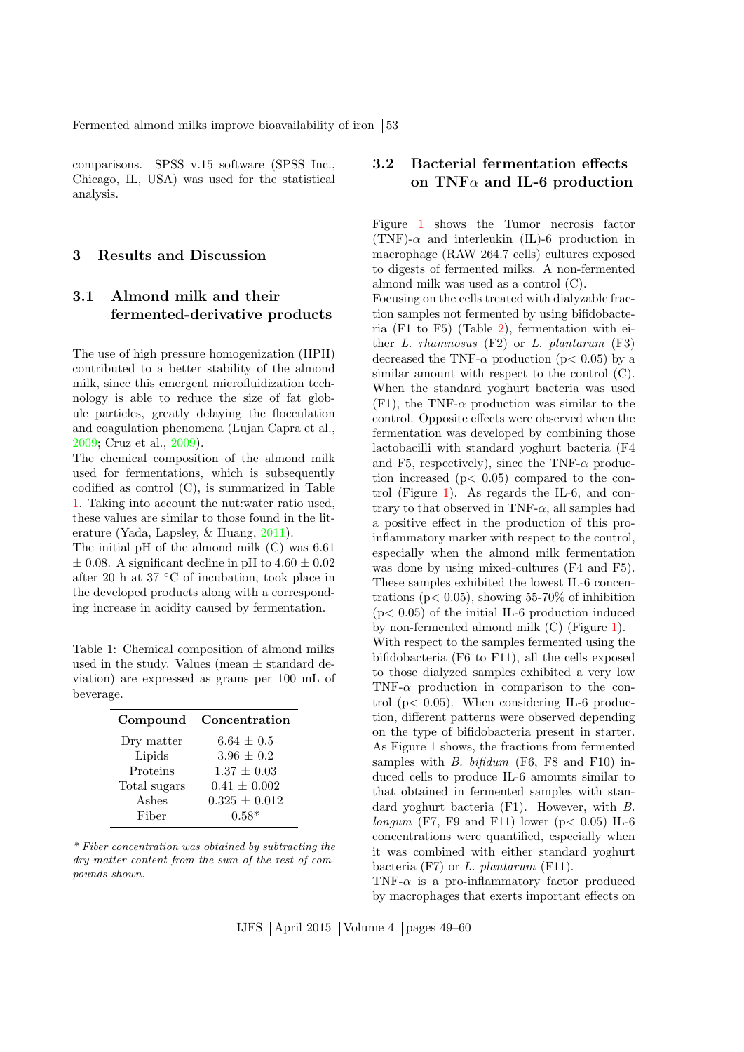comparisons. SPSS v.15 software (SPSS Inc., Chicago, IL, USA) was used for the statistical analysis.

## 3 Results and Discussion

### 3.1 Almond milk and their fermented-derivative products

The use of high pressure homogenization (HPH) contributed to a better stability of the almond milk, since this emergent microfluidization technology is able to reduce the size of fat globule particles, greatly delaying the flocculation and coagulation phenomena (Lujan Capra et al., 2009; Cruz et al., 2009).

The chemical composition of the almond milk used for fermentations, which is subsequently codified as control (C), is summarized in Table 1. Taking into account the nut:water ratio used, these values are similar to those found in the literature (Yada, Lapsley, & Huang, 2011).

The initial pH of the almond milk (C) was 6.61 ± 0.08. A significant decline in pH to 4.60 ± 0.02 after 20 h at 37 °C of incubation, took place in the developed products along with a corresponding increase in acidity caused by fermentation.

Table 1: Chemical composition of almond milks used in the study. Values (mean ± standard deviation) are expressed as grams per 100 mL of beverage.

| Compound | Concentration |
|---|---|
| Dry matter | 6.64 ± 0.5 |
| Lipids | 3.96 ± 0.2 |
| Proteins | 1.37 ± 0.03 |
| Total sugars | 0.41 ± 0.002 |
| Ashes | 0.325 ± 0.012 |
| Fiber | 0.58* |

*\* Fiber concentration was obtained by subtracting the dry matter content from the sum of the rest of compounds shown.*

### 3.2 Bacterial fermentation effects on TNF$\alpha$ and IL-6 production

Figure 1 shows the Tumor necrosis factor (TNF)-$\alpha$ and interleukin (IL)-6 production in macrophage (RAW 264.7 cells) cultures exposed to digests of fermented milks. A non-fermented almond milk was used as a control (C).

Focusing on the cells treated with dialyzable fraction samples not fermented by using bifidobacteria (F1 to F5) (Table 2), fermentation with either *L. rhamnosus* (F2) or *L. plantarum* (F3) decreased the TNF-$\alpha$ production ($p < 0.05$) by a similar amount with respect to the control (C). When the standard yoghurt bacteria was used (F1), the TNF-$\alpha$ production was similar to the control. Opposite effects were observed when the fermentation was developed by combining those lactobacilli with standard yoghurt bacteria (F4 and F5, respectively), since the TNF-$\alpha$ production increased ($p < 0.05$) compared to the control (Figure 1). As regards the IL-6, and contrary to that observed in TNF-$\alpha$, all samples had a positive effect in the production of this proinflammatory marker with respect to the control, especially when the almond milk fermentation was done by using mixed-cultures (F4 and F5). These samples exhibited the lowest IL-6 concentrations ($p < 0.05$), showing 55-70% of inhibition ($p < 0.05$) of the initial IL-6 production induced by non-fermented almond milk (C) (Figure 1).

With respect to the samples fermented using the bifidobacteria (F6 to F11), all the cells exposed to those dialyzed samples exhibited a very low TNF-$\alpha$ production in comparison to the control ($p < 0.05$). When considering IL-6 production, different patterns were observed depending on the type of bifidobacteria present in starter. As Figure 1 shows, the fractions from fermented samples with *B. bifidum* (F6, F8 and F10) induced cells to produce IL-6 amounts similar to that obtained in fermented samples with standard yoghurt bacteria (F1). However, with *B. longum* (F7, F9 and F11) lower ($p < 0.05$) IL-6 concentrations were quantified, especially when it was combined with either standard yoghurt bacteria (F7) or *L. plantarum* (F11).

TNF-$\alpha$ is a pro-inflammatory factor produced by macrophages that exerts important effects on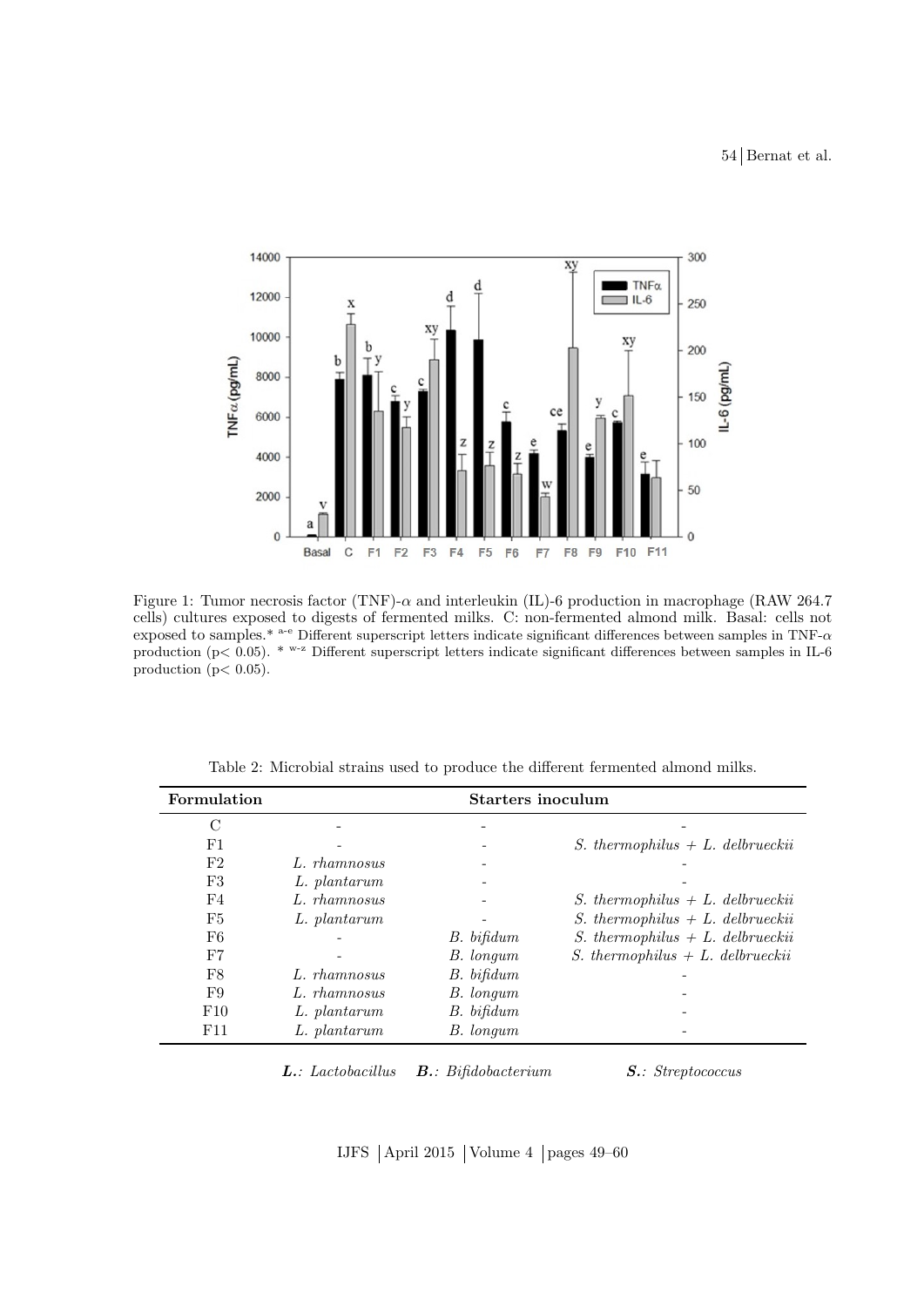Figure 1: Tumor necrosis factor (TNF)-$\alpha$ and interleukin (IL)-6 production in macrophage (RAW 264.7 cells) cultures exposed to digests of fermented milks. C: non-fermented almond milk. Basal: cells not exposed to samples.* [a-e] Different superscript letters indicate significant differences between samples in TNF-$\alpha$ production ($p < 0.05$). * [w-z] Different superscript letters indicate significant differences between samples in IL-6 production ($p < 0.05$).

Table 2: Microbial strains used to produce the different fermented almond milks.

| Formulation | Starters inoculum | | |
|---|---|---|---|
| C | - | - | - |
| F1 | - | - | *S. thermophilus + L. delbrueckii* |
| F2 | *L. rhamnosus* | - | - |
| F3 | *L. plantarum* | - | - |
| F4 | *L. rhamnosus* | - | *S. thermophilus + L. delbrueckii* |
| F5 | *L. plantarum* | - | *S. thermophilus + L. delbrueckii* |
| F6 | - | *B. bifidum* | *S. thermophilus + L. delbrueckii* |
| F7 | - | *B. longum* | *S. thermophilus + L. delbrueckii* |
| F8 | *L. rhamnosus* | *B. bifidum* | - |
| F9 | *L. rhamnosus* | *B. longum* | - |
| F10 | *L. plantarum* | *B. bifidum* | - |
| F11 | *L. plantarum* | *B. longum* | - |

***L.***: *Lactobacillus* ***B.***: *Bifidobacterium* ***S.***: *Streptococcus*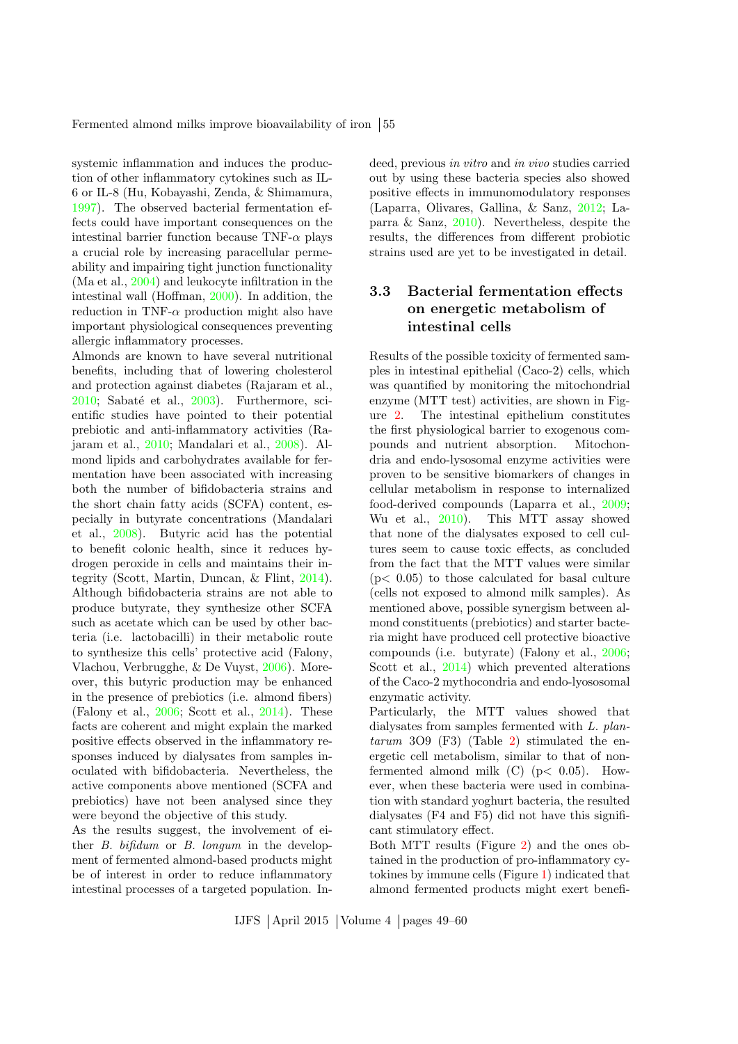systemic inflammation and induces the production of other inflammatory cytokines such as IL-6 or IL-8 (Hu, Kobayashi, Zenda, & Shimamura, 1997). The observed bacterial fermentation effects could have important consequences on the intestinal barrier function because TNF-$\alpha$ plays a crucial role by increasing paracellular permeability and impairing tight junction functionality (Ma et al., 2004) and leukocyte infiltration in the intestinal wall (Hoffman, 2000). In addition, the reduction in TNF-$\alpha$ production might also have important physiological consequences preventing allergic inflammatory processes.

Almonds are known to have several nutritional benefits, including that of lowering cholesterol and protection against diabetes (Rajaram et al., 2010; Sabaté et al., 2003). Furthermore, scientific studies have pointed to their potential prebiotic and anti-inflammatory activities (Rajaram et al., 2010; Mandalari et al., 2008). Almond lipids and carbohydrates available for fermentation have been associated with increasing both the number of bifidobacteria strains and the short chain fatty acids (SCFA) content, especially in butyrate concentrations (Mandalari et al., 2008). Butyric acid has the potential to benefit colonic health, since it reduces hydrogen peroxide in cells and maintains their integrity (Scott, Martin, Duncan, & Flint, 2014). Although bifidobacteria strains are not able to produce butyrate, they synthesize other SCFA such as acetate which can be used by other bacteria (i.e. lactobacilli) in their metabolic route to synthesize this cells' protective acid (Falony, Vlachou, Verbrugghe, & De Vuyst, 2006). Moreover, this butyric production may be enhanced in the presence of prebiotics (i.e. almond fibers) (Falony et al., 2006; Scott et al., 2014). These facts are coherent and might explain the marked positive effects observed in the inflammatory responses induced by dialysates from samples inoculated with bifidobacteria. Nevertheless, the active components above mentioned (SCFA and prebiotics) have not been analysed since they were beyond the objective of this study.

As the results suggest, the involvement of either *B. bifidum* or *B. longum* in the development of fermented almond-based products might be of interest in order to reduce inflammatory intestinal processes of a targeted population. Indeed, previous *in vitro* and *in vivo* studies carried out by using these bacteria species also showed positive effects in immunomodulatory responses (Laparra, Olivares, Gallina, & Sanz, 2012; Laparra & Sanz, 2010). Nevertheless, despite the results, the differences from different probiotic strains used are yet to be investigated in detail.

## 3.3 Bacterial fermentation effects on energetic metabolism of intestinal cells

Results of the possible toxicity of fermented samples in intestinal epithelial (Caco-2) cells, which was quantified by monitoring the mitochondrial enzyme (MTT test) activities, are shown in Figure 2. The intestinal epithelium constitutes the first physiological barrier to exogenous compounds and nutrient absorption. Mitochondria and endo-lysosomal enzyme activities were proven to be sensitive biomarkers of changes in cellular metabolism in response to internalized food-derived compounds (Laparra et al., 2009; Wu et al., 2010). This MTT assay showed that none of the dialysates exposed to cell cultures seem to cause toxic effects, as concluded from the fact that the MTT values were similar ($p < 0.05$) to those calculated for basal culture (cells not exposed to almond milk samples). As mentioned above, possible synergism between almond constituents (prebiotics) and starter bacteria might have produced cell protective bioactive compounds (i.e. butyrate) (Falony et al., 2006; Scott et al., 2014) which prevented alterations of the Caco-2 mythocondria and endo-lysosomal enzymatic activity.

Particularly, the MTT values showed that dialysates from samples fermented with *L. plantarum* 3O9 (F3) (Table 2) stimulated the energetic cell metabolism, similar to that of non-fermented almond milk (C) ($p < 0.05$). However, when these bacteria were used in combination with standard yoghurt bacteria, the resulted dialysates (F4 and F5) did not have this significant stimulatory effect.

Both MTT results (Figure 2) and the ones obtained in the production of pro-inflammatory cytokines by immune cells (Figure 1) indicated that almond fermented products might exert benefi-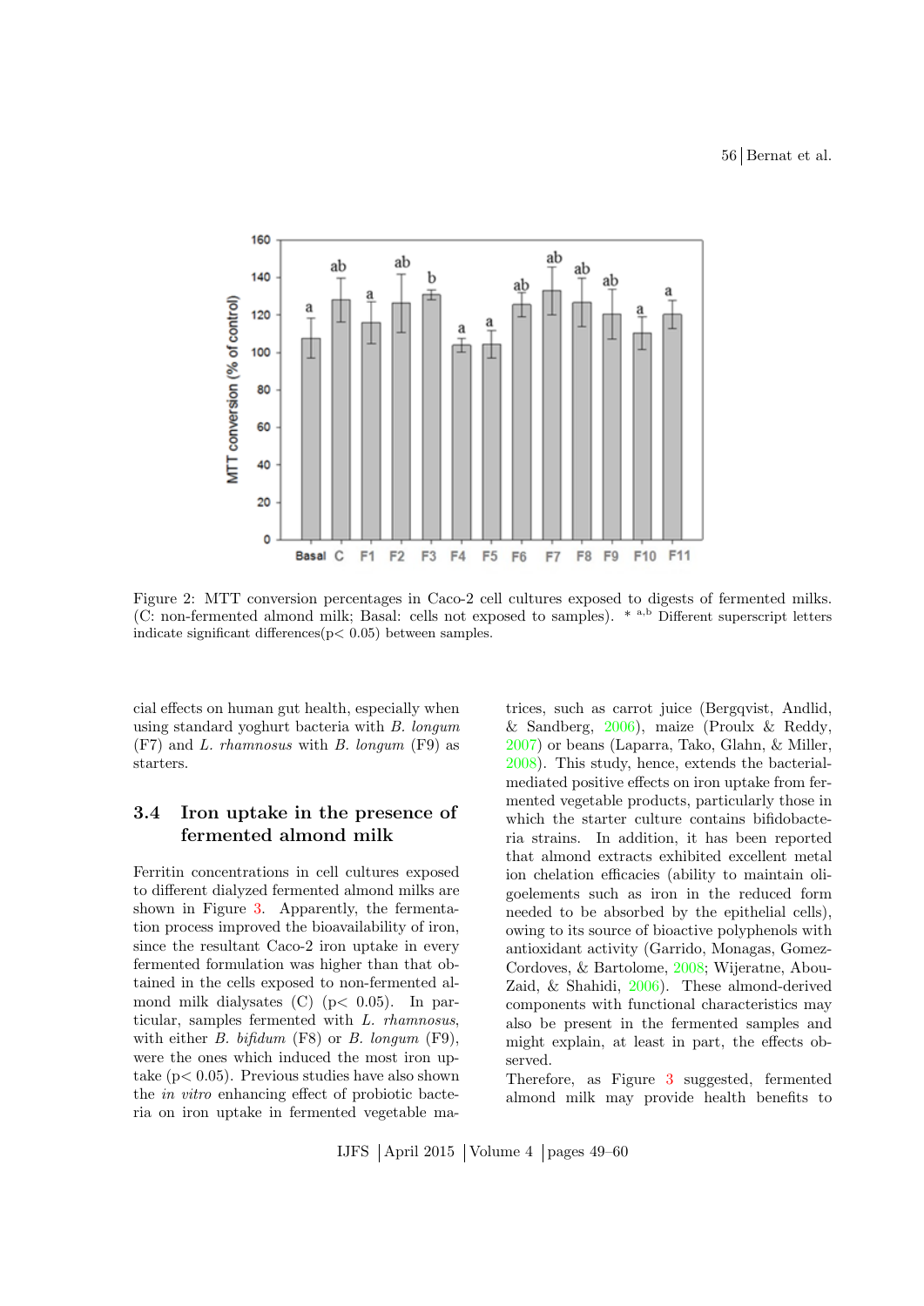Figure 2: MTT conversion percentages in Caco-2 cell cultures exposed to digests of fermented milks. (C: non-fermented almond milk; Basal: cells not exposed to samples). * [a,b] Different superscript letters indicate significant differences($p < 0.05$) between samples.

cial effects on human gut health, especially when using standard yoghurt bacteria with *B. longum* (F7) and *L. rhamnosus* with *B. longum* (F9) as starters.

## 3.4 Iron uptake in the presence of fermented almond milk

Ferritin concentrations in cell cultures exposed to different dialyzed fermented almond milks are shown in Figure 3. Apparently, the fermentation process improved the bioavailability of iron, since the resultant Caco-2 iron uptake in every fermented formulation was higher than that obtained in the cells exposed to non-fermented almond milk dialysates (C) ($p < 0.05$). In particular, samples fermented with *L. rhamnosus*, with either *B. bifidum* (F8) or *B. longum* (F9), were the ones which induced the most iron uptake ($p < 0.05$). Previous studies have also shown the *in vitro* enhancing effect of probiotic bacteria on iron uptake in fermented vegetable matrices, such as carrot juice (Bergqvist, Andlid, & Sandberg, 2006), maize (Proulx & Reddy, 2007) or beans (Laparra, Tako, Glahn, & Miller, 2008). This study, hence, extends the bacterial-mediated positive effects on iron uptake from fermented vegetable products, particularly those in which the starter culture contains bifidobacteria strains. In addition, it has been reported that almond extracts exhibited excellent metal ion chelation efficacies (ability to maintain oligoelements such as iron in the reduced form needed to be absorbed by the epithelial cells), owing to its source of bioactive polyphenols with antioxidant activity (Garrido, Monagas, Gomez-Cordoves, & Bartolome, 2008; Wijeratne, Abou-Zaid, & Shahidi, 2006). These almond-derived components with functional characteristics may also be present in the fermented samples and might explain, at least in part, the effects observed.

Therefore, as Figure 3 suggested, fermented almond milk may provide health benefits to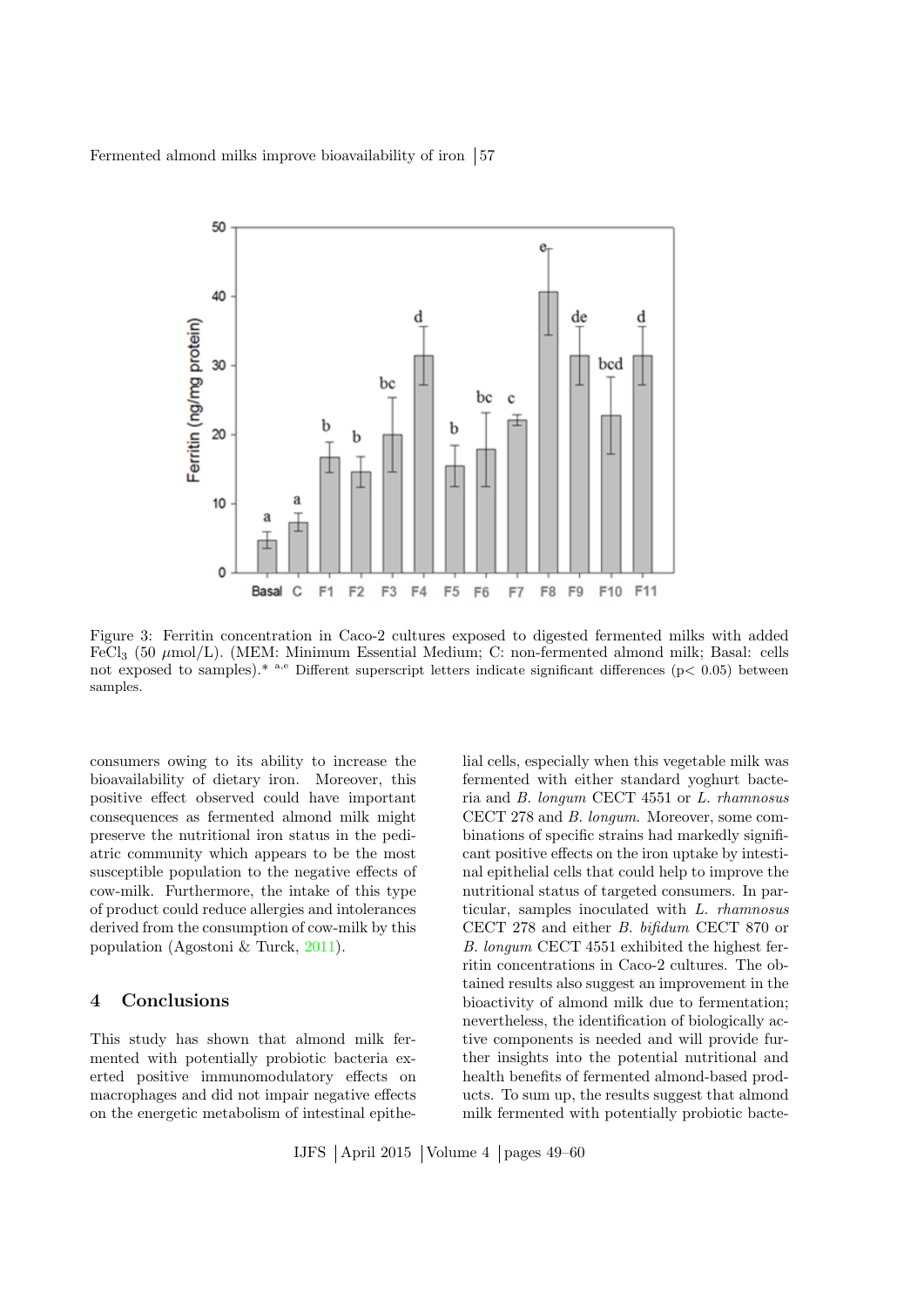Figure 3: Ferritin concentration in Caco-2 cultures exposed to digested fermented milks with added $FeCl_3$ (50 $\mu$mol/L). (MEM: Minimum Essential Medium; C: non-fermented almond milk; Basal: cells not exposed to samples).* [a,e] Different superscript letters indicate significant differences ($p < 0.05$) between samples.

consumers owing to its ability to increase the bioavailability of dietary iron. Moreover, this positive effect observed could have important consequences as fermented almond milk might preserve the nutritional iron status in the pediatric community which appears to be the most susceptible population to the negative effects of cow-milk. Furthermore, the intake of this type of product could reduce allergies and intolerances derived from the consumption of cow-milk by this population (Agostoni & Turck, 2011).

## 4 Conclusions

This study has shown that almond milk fermented with potentially probiotic bacteria exerted positive immunomodulatory effects on macrophages and did not impair negative effects on the energetic metabolism of intestinal epithelial cells, especially when this vegetable milk was fermented with either standard yoghurt bacteria and *B. longum* CECT 4551 or *L. rhamnosus* CECT 278 and *B. longum*. Moreover, some combinations of specific strains had markedly significant positive effects on the iron uptake by intestinal epithelial cells that could help to improve the nutritional status of targeted consumers. In particular, samples inoculated with *L. rhamnosus* CECT 278 and either *B. bifidum* CECT 870 or *B. longum* CECT 4551 exhibited the highest ferritin concentrations in Caco-2 cultures. The obtained results also suggest an improvement in the bioactivity of almond milk due to fermentation; nevertheless, the identification of biologically active components is needed and will provide further insights into the potential nutritional and health benefits of fermented almond-based products. To sum up, the results suggest that almond milk fermented with potentially probiotic bacte-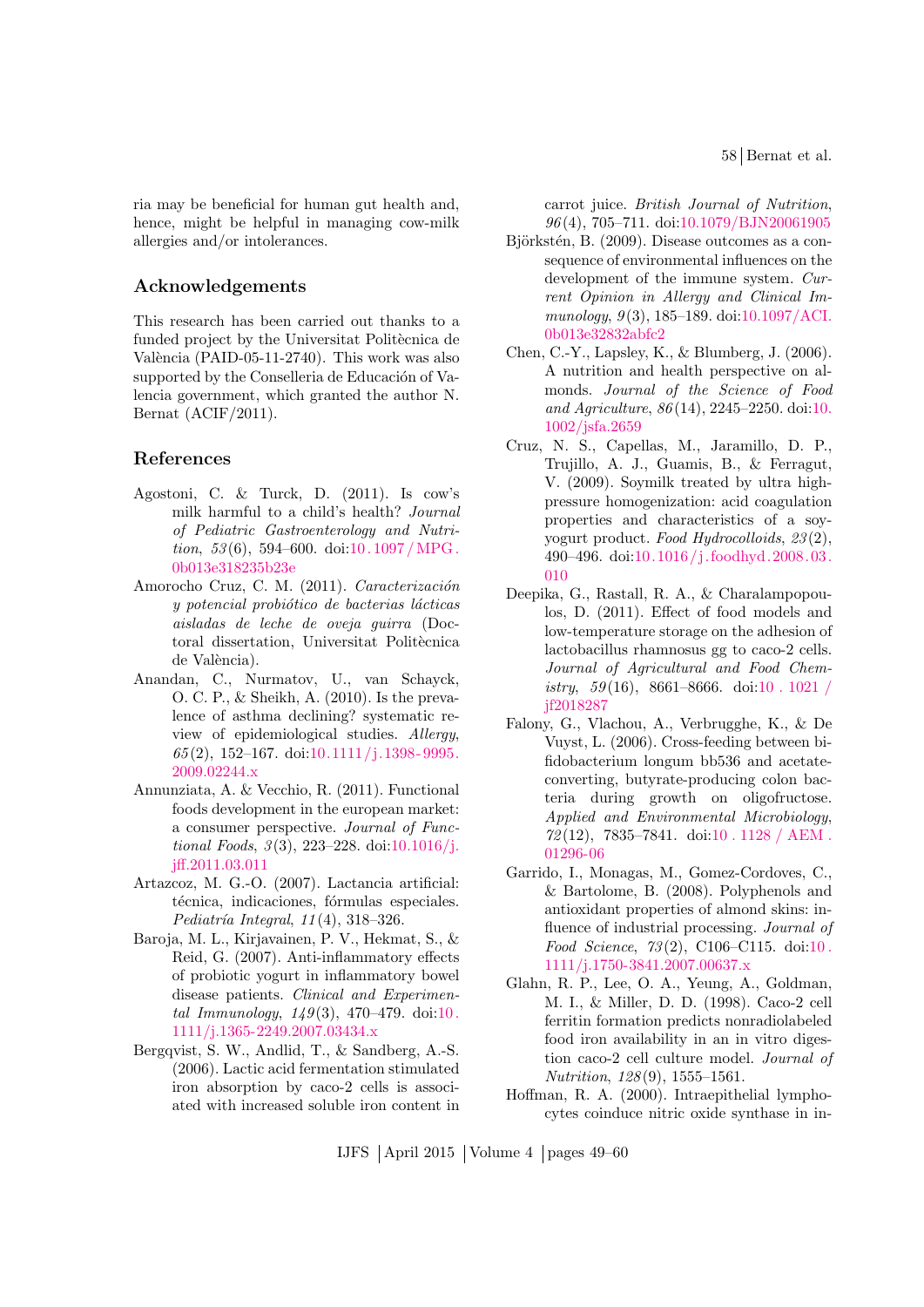ria may be beneficial for human gut health and, hence, might be helpful in managing cow-milk allergies and/or intolerances.

## Acknowledgements

This research has been carried out thanks to a funded project by the Universitat Politècnica de València (PAID-05-11-2740). This work was also supported by the Conselleria de Educación of Valencia government, which granted the author N. Bernat (ACIF/2011).

## References

Agostoni, C. & Turck, D. (2011). Is cow's milk harmful to a child's health? *Journal of Pediatric Gastroenterology and Nutrition*, *53*(6), 594–600. doi:10.1097/MPG.0b013e318235b23e

Amorocho Cruz, C. M. (2011). *Caracterización y potencial probiótico de bacterias lácticas aisladas de leche de oveja guirra* (Doctoral dissertation, Universitat Politècnica de València).

Anandan, C., Nurmatov, U., van Schayck, O. C. P., & Sheikh, A. (2010). Is the prevalence of asthma declining? systematic review of epidemiological studies. *Allergy*, *65*(2), 152–167. doi:10.1111/j.1398-9995.2009.02244.x

Annunziata, A. & Vecchio, R. (2011). Functional foods development in the european market: a consumer perspective. *Journal of Functional Foods*, *3*(3), 223–228. doi:10.1016/j.jff.2011.03.011

Artazcoz, M. G.-O. (2007). Lactancia artificial: técnica, indicaciones, fórmulas especiales. *Pediatría Integral*, *11*(4), 318–326.

Baroja, M. L., Kirjavainen, P. V., Hekmat, S., & Reid, G. (2007). Anti-inflammatory effects of probiotic yogurt in inflammatory bowel disease patients. *Clinical and Experimental Immunology*, *149*(3), 470–479. doi:10.1111/j.1365-2249.2007.03434.x

Bergqvist, S. W., Andlid, T., & Sandberg, A.-S. (2006). Lactic acid fermentation stimulated iron absorption by caco-2 cells is associated with increased soluble iron content in carrot juice. *British Journal of Nutrition*, *96*(4), 705–711. doi:10.1079/BJN20061905

Björkstén, B. (2009). Disease outcomes as a consequence of environmental influences on the development of the immune system. *Current Opinion in Allergy and Clinical Immunology*, *9*(3), 185–189. doi:10.1097/ACI.0b013e32832abfc2

Chen, C.-Y., Lapsley, K., & Blumberg, J. (2006). A nutrition and health perspective on almonds. *Journal of the Science of Food and Agriculture*, *86*(14), 2245–2250. doi:10.1002/jsfa.2659

Cruz, N. S., Capellas, M., Jaramillo, D. P., Trujillo, A. J., Guamis, B., & Ferragut, V. (2009). Soymilk treated by ultra high-pressure homogenization: acid coagulation properties and characteristics of a soy-yogurt product. *Food Hydrocolloids*, *23*(2), 490–496. doi:10.1016/j.foodhyd.2008.03.010

Deepika, G., Rastall, R. A., & Charalampopoulos, D. (2011). Effect of food models and low-temperature storage on the adhesion of lactobacillus rhamnosus gg to caco-2 cells. *Journal of Agricultural and Food Chemistry*, *59*(16), 8661–8666. doi:10.1021/jf2018287

Falony, G., Vlachou, A., Verbrugghe, K., & De Vuyst, L. (2006). Cross-feeding between bifidobacterium longum bb536 and acetate-converting, butyrate-producing colon bacteria during growth on oligofructose. *Applied and Environmental Microbiology*, *72*(12), 7835–7841. doi:10.1128/AEM.01296-06

Garrido, I., Monagas, M., Gomez-Cordoves, C., & Bartolome, B. (2008). Polyphenols and antioxidant properties of almond skins: influence of industrial processing. *Journal of Food Science*, *73*(2), C106–C115. doi:10.1111/j.1750-3841.2007.00637.x

Glahn, R. P., Lee, O. A., Yeung, A., Goldman, M. I., & Miller, D. D. (1998). Caco-2 cell ferritin formation predicts nonradiolabeled food iron availability in an in vitro digestion caco-2 cell culture model. *Journal of Nutrition*, *128*(9), 1555–1561.

Hoffman, R. A. (2000). Intraepithelial lymphocytes coinduce nitric oxide synthase in in-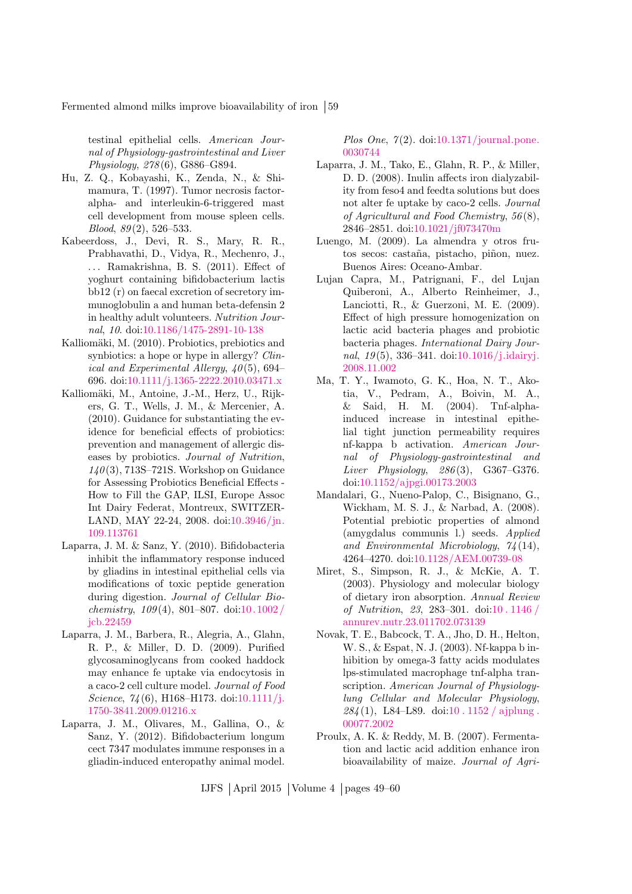testinal epithelial cells. *American Journal of Physiology-gastrointestinal and Liver Physiology*, *278*(6), G886–G894.

Hu, Z. Q., Kobayashi, K., Zenda, N., & Shimamura, T. (1997). Tumor necrosis factor-alpha- and interleukin-6-triggered mast cell development from mouse spleen cells. *Blood*, *89*(2), 526–533.

Kabeerdoss, J., Devi, R. S., Mary, R. R., Prabhavathi, D., Vidya, R., Mechenro, J., ... Ramakrishna, B. S. (2011). Effect of yoghurt containing bifidobacterium lactis bb12 (r) on faecal excretion of secretory immunoglobulin a and human beta-defensin 2 in healthy adult volunteers. *Nutrition Journal*, *10*. doi:10.1186/1475-2891-10-138

Kalliomäki, M. (2010). Probiotics, prebiotics and synbiotics: a hope or hype in allergy? *Clinical and Experimental Allergy*, *40*(5), 694–696. doi:10.1111/j.1365-2222.2010.03471.x

Kalliomäki, M., Antoine, J.-M., Herz, U., Rijkers, G. T., Wells, J. M., & Mercenier, A. (2010). Guidance for substantiating the evidence for beneficial effects of probiotics: prevention and management of allergic diseases by probiotics. *Journal of Nutrition*, *140*(3), 713S–721S. Workshop on Guidance for Assessing Probiotics Beneficial Effects - How to Fill the GAP, ILSI, Europe Assoc Int Dairy Federat, Montreux, SWITZERLAND, MAY 22-24, 2008. doi:10.3946/jn.109.113761

Laparra, J. M. & Sanz, Y. (2010). Bifidobacteria inhibit the inflammatory response induced by gliadins in intestinal epithelial cells via modifications of toxic peptide generation during digestion. *Journal of Cellular Biochemistry*, *109*(4), 801–807. doi:10.1002/jcb.22459

Laparra, J. M., Barbera, R., Alegria, A., Glahn, R. P., & Miller, D. D. (2009). Purified glycosaminoglycans from cooked haddock may enhance fe uptake via endocytosis in a caco-2 cell culture model. *Journal of Food Science*, *74*(6), H168–H173. doi:10.1111/j.1750-3841.2009.01216.x

Laparra, J. M., Olivares, M., Gallina, O., & Sanz, Y. (2012). Bifidobacterium longum cect 7347 modulates immune responses in a gliadin-induced enteropathy animal model. *Plos One*, *7*(2). doi:10.1371/journal.pone.0030744

Laparra, J. M., Tako, E., Glahn, R. P., & Miller, D. D. (2008). Inulin affects iron dialyzability from feso4 and feedta solutions but does not alter fe uptake by caco-2 cells. *Journal of Agricultural and Food Chemistry*, *56*(8), 2846–2851. doi:10.1021/jf073470m

Luengo, M. (2009). La almendra y otros frutos secos: castaña, pistacho, piñon, nuez. Buenos Aires: Oceano-Ambar.

Lujan Capra, M., Patrignani, F., del Lujan Quiberoni, A., Alberto Reinheimer, J., Lanciotti, R., & Guerzoni, M. E. (2009). Effect of high pressure homogenization on lactic acid bacteria phages and probiotic bacteria phages. *International Dairy Journal*, *19*(5), 336–341. doi:10.1016/j.idairyj.2008.11.002

Ma, T. Y., Iwamoto, G. K., Hoa, N. T., Akotia, V., Pedram, A., Boivin, M. A., & Said, H. M. (2004). Tnf-alpha-induced increase in intestinal epithelial tight junction permeability requires nf-kappa b activation. *American Journal of Physiology-gastrointestinal and Liver Physiology*, *286*(3), G367–G376. doi:10.1152/ajpgi.00173.2003

Mandalari, G., Nueno-Palop, C., Bisignano, G., Wickham, M. S. J., & Narbad, A. (2008). Potential prebiotic properties of almond (amygdalus communis l.) seeds. *Applied and Environmental Microbiology*, *74*(14), 4264–4270. doi:10.1128/AEM.00739-08

Miret, S., Simpson, R. J., & McKie, A. T. (2003). Physiology and molecular biology of dietary iron absorption. *Annual Review of Nutrition*, *23*, 283–301. doi:10.1146/annurev.nutr.23.011702.073139

Novak, T. E., Babcock, T. A., Jho, D. H., Helton, W. S., & Espat, N. J. (2003). Nf-kappa b inhibition by omega-3 fatty acids modulates lps-stimulated macrophage tnf-alpha transcription. *American Journal of Physiology-lung Cellular and Molecular Physiology*, *284*(1), L84–L89. doi:10.1152/ajplung.00077.2002

Proulx, A. K. & Reddy, M. B. (2007). Fermentation and lactic acid addition enhance iron bioavailability of maize. *Journal of Agri-*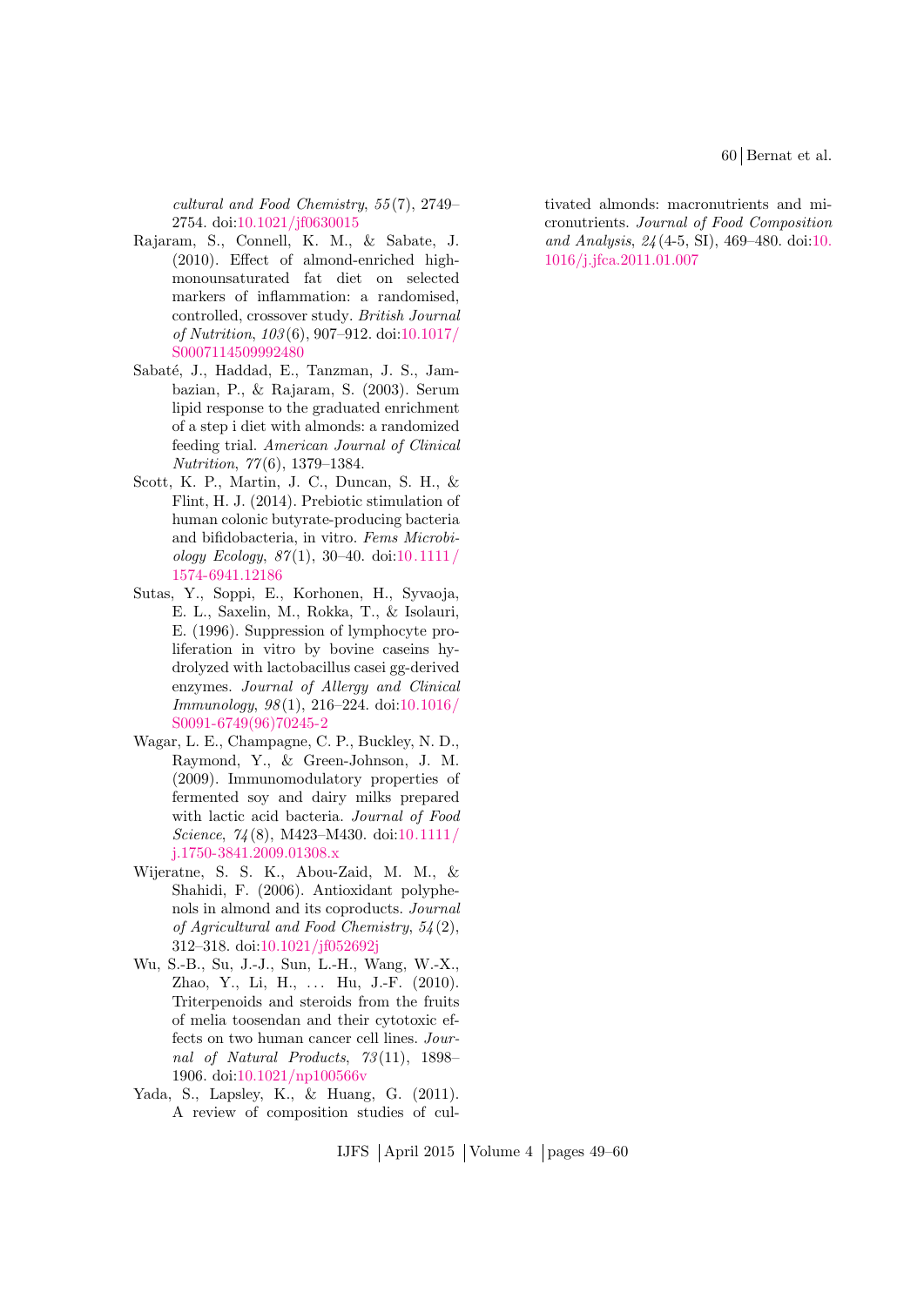*cultural and Food Chemistry*, *55*(7), 2749–2754. doi:10.1021/jf0630015

Rajaram, S., Connell, K. M., & Sabate, J. (2010). Effect of almond-enriched high-monounsaturated fat diet on selected markers of inflammation: a randomised, controlled, crossover study. *British Journal of Nutrition*, *103*(6), 907–912. doi:10.1017/S0007114509992480

Sabaté, J., Haddad, E., Tanzman, J. S., Jambazian, P., & Rajaram, S. (2003). Serum lipid response to the graduated enrichment of a step i diet with almonds: a randomized feeding trial. *American Journal of Clinical Nutrition*, *77*(6), 1379–1384.

Scott, K. P., Martin, J. C., Duncan, S. H., & Flint, H. J. (2014). Prebiotic stimulation of human colonic butyrate-producing bacteria and bifidobacteria, in vitro. *Fems Microbiology Ecology*, *87*(1), 30–40. doi:10.1111/1574-6941.12186

Sutas, Y., Soppi, E., Korhonen, H., Syvaoja, E. L., Saxelin, M., Rokka, T., & Isolauri, E. (1996). Suppression of lymphocyte proliferation in vitro by bovine caseins hydrolyzed with lactobacillus casei gg-derived enzymes. *Journal of Allergy and Clinical Immunology*, *98*(1), 216–224. doi:10.1016/S0091-6749(96)70245-2

Wagar, L. E., Champagne, C. P., Buckley, N. D., Raymond, Y., & Green-Johnson, J. M. (2009). Immunomodulatory properties of fermented soy and dairy milks prepared with lactic acid bacteria. *Journal of Food Science*, *74*(8), M423–M430. doi:10.1111/j.1750-3841.2009.01308.x

Wijeratne, S. S. K., Abou-Zaid, M. M., & Shahidi, F. (2006). Antioxidant polyphenols in almond and its coproducts. *Journal of Agricultural and Food Chemistry*, *54*(2), 312–318. doi:10.1021/jf052692j

Wu, S.-B., Su, J.-J., Sun, L.-H., Wang, W.-X., Zhao, Y., Li, H., ... Hu, J.-F. (2010). Triterpenoids and steroids from the fruits of melia toosendan and their cytotoxic effects on two human cancer cell lines. *Journal of Natural Products*, *73*(11), 1898–1906. doi:10.1021/np100566v

Yada, S., Lapsley, K., & Huang, G. (2011). A review of composition studies of cultivated almonds: macronutrients and micronutrients. *Journal of Food Composition and Analysis*, *24*(4-5, SI), 469–480. doi:10.1016/j.jfca.2011.01.007